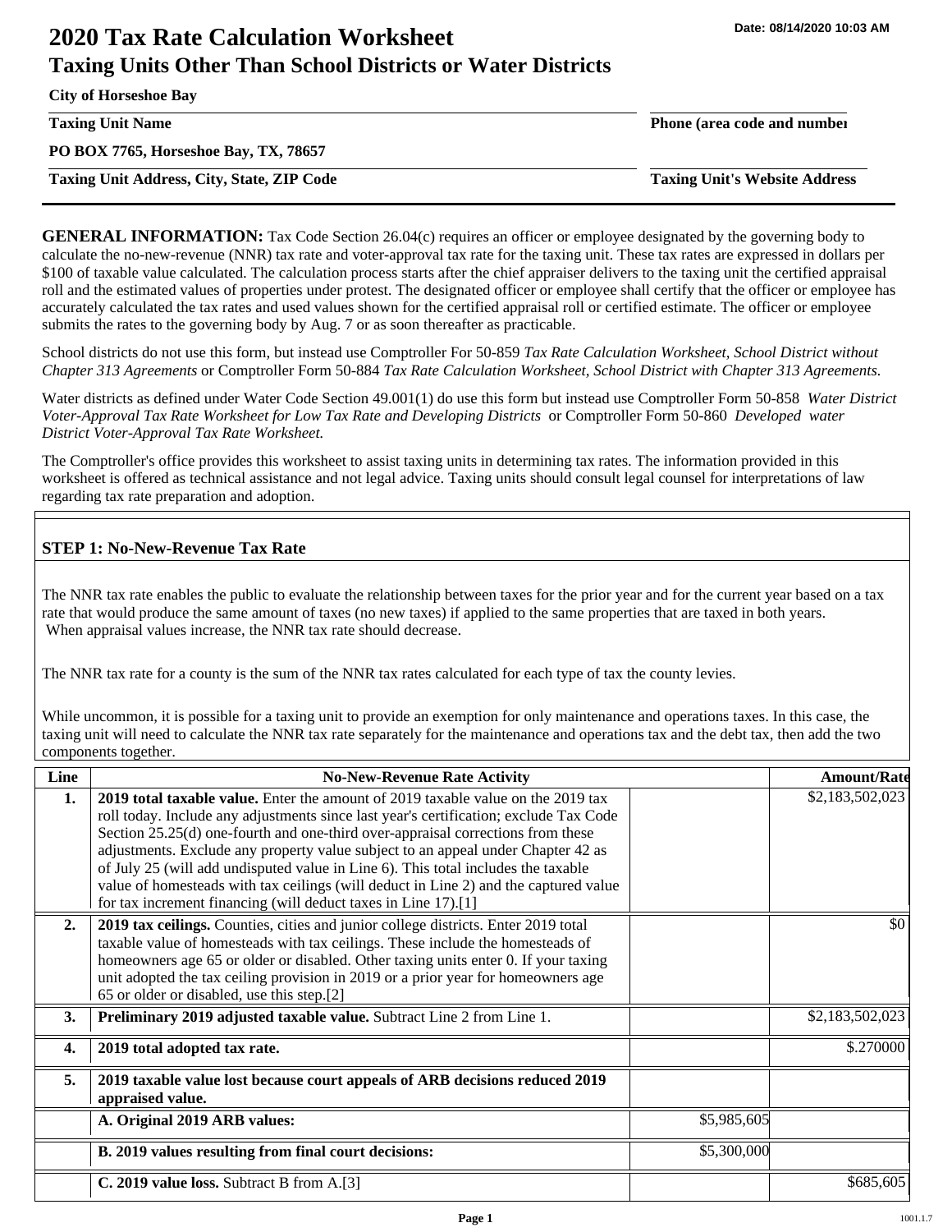# 2020 Tax Rate Calculation Worksheet

## Taxing Units Other Than School Districts or Water Districts

Date: 08/14/2020 10:03 AM

**City of Horseshoe Bay**

**Taxing Unit Name** | **Phone (area code and number)**

**PO BOX 7765, Horseshoe Bay, TX, 78657**

**Taxing Unit Address, City, State, ZIP Code** | **Taxing Unit's Website Address**

**GENERAL INFORMATION:** Tax Code Section 26.04(c) requires an officer or employee designated by the governing body to calculate the no-new-revenue (NNR) tax rate and voter-approval tax rate for the taxing unit. These tax rates are expressed in dollars per $100 of taxable value calculated. The calculation process starts after the chief appraiser delivers to the taxing unit the certified appraisal roll and the estimated values of properties under protest. The designated officer or employee shall certify that the officer or employee has accurately calculated the tax rates and used values shown for the certified appraisal roll or certified estimate. The officer or employee submits the rates to the governing body by Aug. 7 or as soon thereafter as practicable.

School districts do not use this form, but instead use Comptroller For 50-859 *Tax Rate Calculation Worksheet, School District without Chapter 313 Agreements* or Comptroller Form 50-884 *Tax Rate Calculation Worksheet, School District with Chapter 313 Agreements.*

Water districts as defined under Water Code Section 49.001(1) do use this form but instead use Comptroller Form 50-858 *Water District Voter-Approval Tax Rate Worksheet for Low Tax Rate and Developing Districts* or Comptroller Form 50-860 *Developed water District Voter-Approval Tax Rate Worksheet.*

The Comptroller's office provides this worksheet to assist taxing units in determining tax rates. The information provided in this worksheet is offered as technical assistance and not legal advice. Taxing units should consult legal counsel for interpretations of law regarding tax rate preparation and adoption.

### STEP 1: No-New-Revenue Tax Rate

The NNR tax rate enables the public to evaluate the relationship between taxes for the prior year and for the current year based on a tax rate that would produce the same amount of taxes (no new taxes) if applied to the same properties that are taxed in both years. When appraisal values increase, the NNR tax rate should decrease.

The NNR tax rate for a county is the sum of the NNR tax rates calculated for each type of tax the county levies.

While uncommon, it is possible for a taxing unit to provide an exemption for only maintenance and operations taxes. In this case, the taxing unit will need to calculate the NNR tax rate separately for the maintenance and operations tax and the debt tax, then add the two components together.

| Line | No-New-Revenue Rate Activity | | Amount/Rate |
|---|---|---|---|
| **1.** | **2019 total taxable value.** Enter the amount of 2019 taxable value on the 2019 tax roll today. Include any adjustments since last year's certification; exclude Tax Code Section 25.25(d) one-fourth and one-third over-appraisal corrections from these adjustments. Exclude any property value subject to an appeal under Chapter 42 as of July 25 (will add undisputed value in Line 6). This total includes the taxable value of homesteads with tax ceilings (will deduct in Line 2) and the captured value for tax increment financing (will deduct taxes in Line 17).[1] | | $2,183,502,023 |
| **2.** | **2019 tax ceilings.** Counties, cities and junior college districts. Enter 2019 total taxable value of homesteads with tax ceilings. These include the homesteads of homeowners age 65 or older or disabled. Other taxing units enter 0. If your taxing unit adopted the tax ceiling provision in 2019 or a prior year for homeowners age 65 or older or disabled, use this step.[2] | | $0 |
| **3.** | **Preliminary 2019 adjusted taxable value.** Subtract Line 2 from Line 1. | | $2,183,502,023 |
| **4.** | **2019 total adopted tax rate.** | | $.270000 |
| **5.** | **2019 taxable value lost because court appeals of ARB decisions reduced 2019 appraised value.** | | |
| | **A. Original 2019 ARB values:** | $5,985,605 | |
| | **B. 2019 values resulting from final court decisions:** | $5,300,000 | |
| | **C. 2019 value loss.** Subtract B from A.[3] | | $685,605 |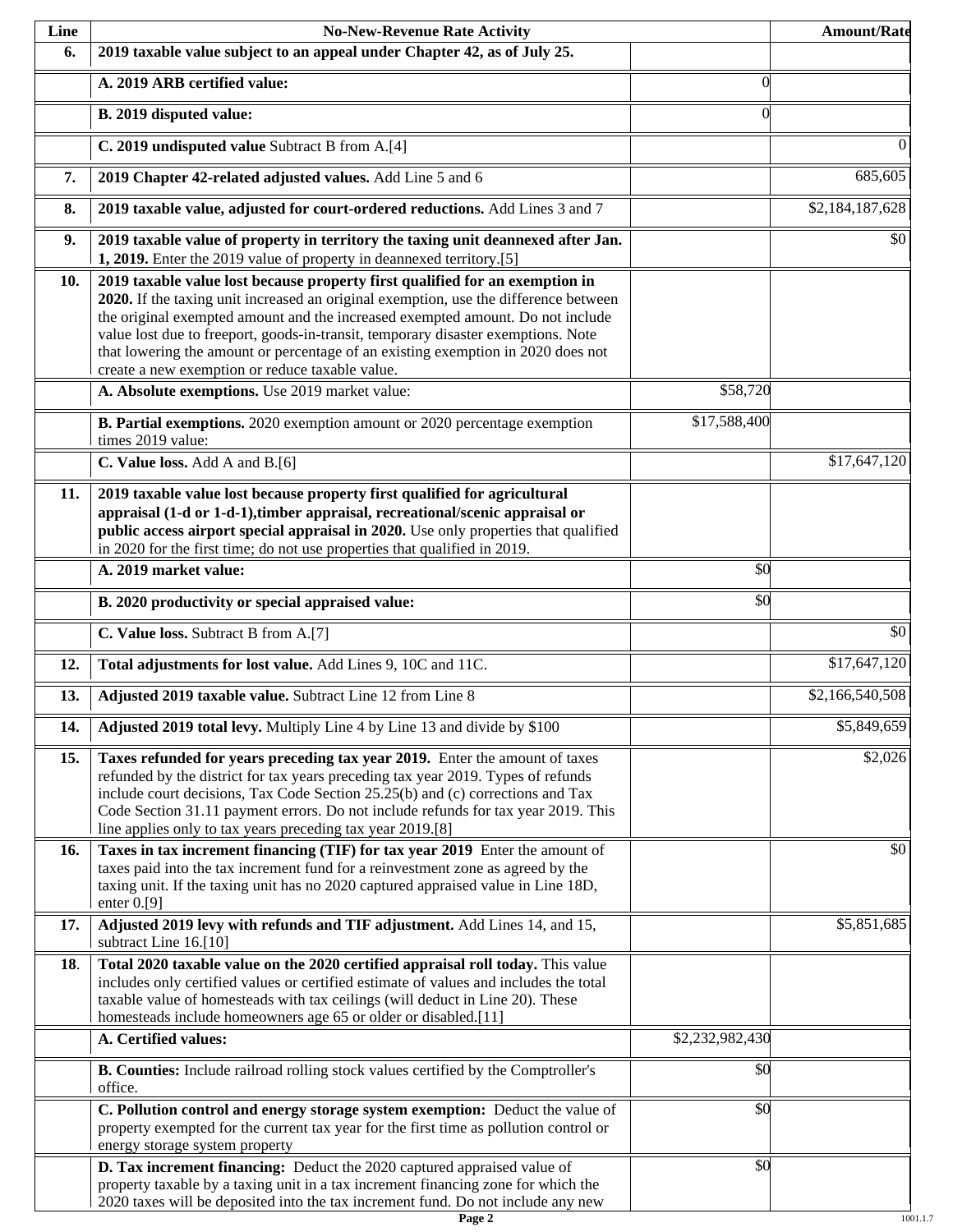| Line | No-New-Revenue Rate Activity | | Amount/Rate |
|---|---|---|---|
| 6. | **2019 taxable value subject to an appeal under Chapter 42, as of July 25.** | | |
| | **A. 2019 ARB certified value:** | 0 | |
| | **B. 2019 disputed value:** | 0 | |
| | **C. 2019 undisputed value** Subtract B from A.[4] | | 0 |
| 7. | **2019 Chapter 42-related adjusted values.** Add Line 5 and 6 | | 685,605 |
| 8. | **2019 taxable value, adjusted for court-ordered reductions.** Add Lines 3 and 7 | | $2,184,187,628 |
| 9. | **2019 taxable value of property in territory the taxing unit deannexed after Jan. 1, 2019.** Enter the 2019 value of property in deannexed territory.[5] | | $0 |
| 10. | **2019 taxable value lost because property first qualified for an exemption in 2020.** If the taxing unit increased an original exemption, use the difference between the original exempted amount and the increased exempted amount. Do not include value lost due to freeport, goods-in-transit, temporary disaster exemptions. Note that lowering the amount or percentage of an existing exemption in 2020 does not create a new exemption or reduce taxable value. | | |
| | **A. Absolute exemptions.** Use 2019 market value: | $58,720 | |
| | **B. Partial exemptions.** 2020 exemption amount or 2020 percentage exemption times 2019 value: | $17,588,400 | |
| | **C. Value loss.** Add A and B.[6] | | $17,647,120 |
| 11. | **2019 taxable value lost because property first qualified for agricultural appraisal (1-d or 1-d-1),timber appraisal, recreational/scenic appraisal or public access airport special appraisal in 2020.** Use only properties that qualified in 2020 for the first time; do not use properties that qualified in 2019. | | |
| | **A. 2019 market value:** | $0 | |
| | **B. 2020 productivity or special appraised value:** | $0 | |
| | **C. Value loss.** Subtract B from A.[7] | | $0 |
| 12. | **Total adjustments for lost value.** Add Lines 9, 10C and 11C. | | $17,647,120 |
| 13. | **Adjusted 2019 taxable value.** Subtract Line 12 from Line 8 | | $2,166,540,508 |
| 14. | **Adjusted 2019 total levy.** Multiply Line 4 by Line 13 and divide by $100 | | $5,849,659 |
| 15. | **Taxes refunded for years preceding tax year 2019.** Enter the amount of taxes refunded by the district for tax years preceding tax year 2019. Types of refunds include court decisions, Tax Code Section 25.25(b) and (c) corrections and Tax Code Section 31.11 payment errors. Do not include refunds for tax year 2019. This line applies only to tax years preceding tax year 2019.[8] | | $2,026 |
| 16. | **Taxes in tax increment financing (TIF) for tax year 2019** Enter the amount of taxes paid into the tax increment fund for a reinvestment zone as agreed by the taxing unit. If the taxing unit has no 2020 captured appraised value in Line 18D, enter 0.[9] | | $0 |
| 17. | **Adjusted 2019 levy with refunds and TIF adjustment.** Add Lines 14, and 15, subtract Line 16.[10] | | $5,851,685 |
| 18. | **Total 2020 taxable value on the 2020 certified appraisal roll today.** This value includes only certified values or certified estimate of values and includes the total taxable value of homesteads with tax ceilings (will deduct in Line 20). These homesteads include homeowners age 65 or older or disabled.[11] | | |
| | **A. Certified values:** | $2,232,982,430 | |
| | **B. Counties:** Include railroad rolling stock values certified by the Comptroller's office. | $0 | |
| | **C. Pollution control and energy storage system exemption:** Deduct the value of property exempted for the current tax year for the first time as pollution control or energy storage system property | $0 | |
| | **D. Tax increment financing:** Deduct the 2020 captured appraised value of property taxable by a taxing unit in a tax increment financing zone for which the 2020 taxes will be deposited into the tax increment fund. Do not include any new | $0 | |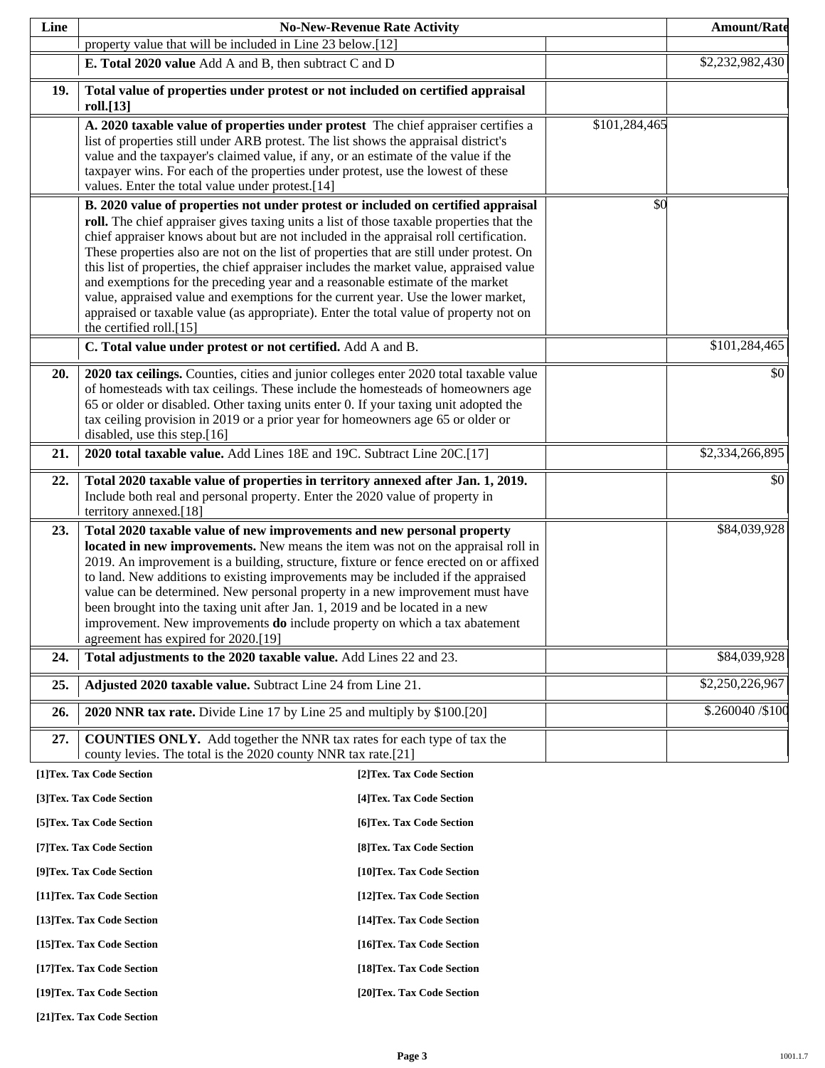| Line | No-New-Revenue Rate Activity | | Amount/Rate |
|---|---|---|---|
| | property value that will be included in Line 23 below.[12] | | |
| | **E. Total 2020 value** Add A and B, then subtract C and D | | $2,232,982,430 |
| **19.** | **Total value of properties under protest or not included on certified appraisal roll.[13]** | | |
| | **A. 2020 taxable value of properties under protest** The chief appraiser certifies a list of properties still under ARB protest. The list shows the appraisal district's value and the taxpayer's claimed value, if any, or an estimate of the value if the taxpayer wins. For each of the properties under protest, use the lowest of these values. Enter the total value under protest.[14] | $101,284,465 | |
| | **B. 2020 value of properties not under protest or included on certified appraisal roll.** The chief appraiser gives taxing units a list of those taxable properties that the chief appraiser knows about but are not included in the appraisal roll certification. These properties also are not on the list of properties that are still under protest. On this list of properties, the chief appraiser includes the market value, appraised value and exemptions for the preceding year and a reasonable estimate of the market value, appraised value and exemptions for the current year. Use the lower market, appraised or taxable value (as appropriate). Enter the total value of property not on the certified roll.[15] | $0 | |
| | **C. Total value under protest or not certified.** Add A and B. | | $101,284,465 |
| **20.** | **2020 tax ceilings.** Counties, cities and junior colleges enter 2020 total taxable value of homesteads with tax ceilings. These include the homesteads of homeowners age 65 or older or disabled. Other taxing units enter 0. If your taxing unit adopted the tax ceiling provision in 2019 or a prior year for homeowners age 65 or older or disabled, use this step.[16] | | $0 |
| **21.** | **2020 total taxable value.** Add Lines 18E and 19C. Subtract Line 20C.[17] | | $2,334,266,895 |
| **22.** | **Total 2020 taxable value of properties in territory annexed after Jan. 1, 2019.** Include both real and personal property. Enter the 2020 value of property in territory annexed.[18] | | $0 |
| **23.** | **Total 2020 taxable value of new improvements and new personal property located in new improvements.** New means the item was not on the appraisal roll in 2019. An improvement is a building, structure, fixture or fence erected on or affixed to land. New additions to existing improvements may be included if the appraised value can be determined. New personal property in a new improvement must have been brought into the taxing unit after Jan. 1, 2019 and be located in a new improvement. New improvements **do** include property on which a tax abatement agreement has expired for 2020.[19] | | $84,039,928 |
| **24.** | **Total adjustments to the 2020 taxable value.** Add Lines 22 and 23. | | $84,039,928 |
| **25.** | **Adjusted 2020 taxable value.** Subtract Line 24 from Line 21. | | $2,250,226,967 |
| **26.** | **2020 NNR tax rate.** Divide Line 17 by Line 25 and multiply by $100.[20] | | $.260040 /$100 |
| **27.** | **COUNTIES ONLY.** Add together the NNR tax rates for each type of tax the county levies. The total is the 2020 county NNR tax rate.[21] | | |

**[1]Tex. Tax Code Section**

**[2]Tex. Tax Code Section**

**[3]Tex. Tax Code Section**

**[4]Tex. Tax Code Section**

**[5]Tex. Tax Code Section**

**[6]Tex. Tax Code Section**

**[7]Tex. Tax Code Section**

**[8]Tex. Tax Code Section**

**[9]Tex. Tax Code Section**

**[10]Tex. Tax Code Section**

**[11]Tex. Tax Code Section**

**[12]Tex. Tax Code Section**

**[13]Tex. Tax Code Section**

**[14]Tex. Tax Code Section**

**[15]Tex. Tax Code Section**

**[16]Tex. Tax Code Section**

**[17]Tex. Tax Code Section**

**[18]Tex. Tax Code Section**

**[19]Tex. Tax Code Section**

**[20]Tex. Tax Code Section**

**[21]Tex. Tax Code Section**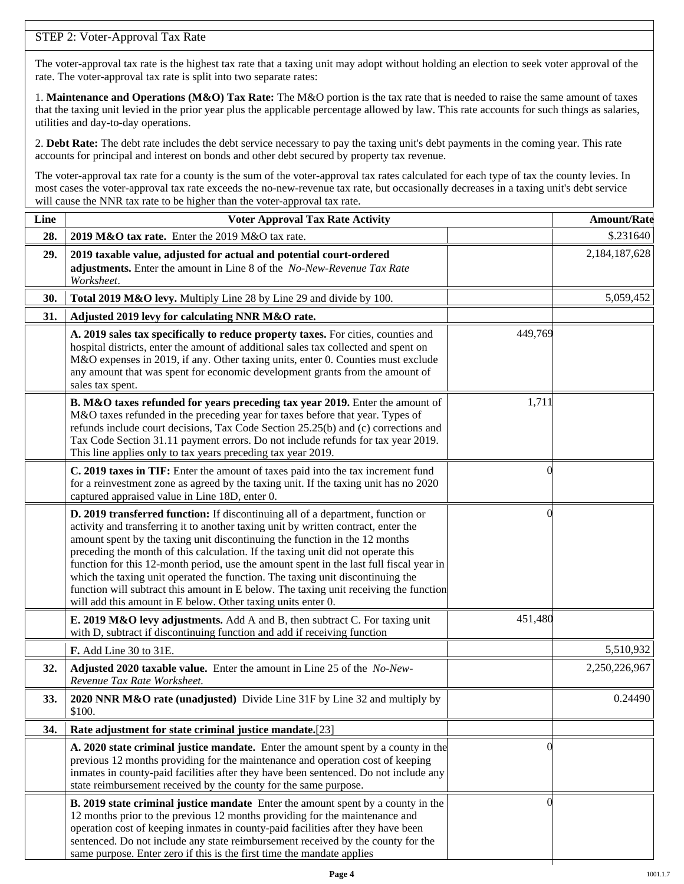## STEP 2: Voter-Approval Tax Rate

The voter-approval tax rate is the highest tax rate that a taxing unit may adopt without holding an election to seek voter approval of the rate. The voter-approval tax rate is split into two separate rates:

1. **Maintenance and Operations (M&O) Tax Rate:** The M&O portion is the tax rate that is needed to raise the same amount of taxes that the taxing unit levied in the prior year plus the applicable percentage allowed by law. This rate accounts for such things as salaries, utilities and day-to-day operations.

2. **Debt Rate:** The debt rate includes the debt service necessary to pay the taxing unit's debt payments in the coming year. This rate accounts for principal and interest on bonds and other debt secured by property tax revenue.

The voter-approval tax rate for a county is the sum of the voter-approval tax rates calculated for each type of tax the county levies. In most cases the voter-approval tax rate exceeds the no-new-revenue tax rate, but occasionally decreases in a taxing unit's debt service will cause the NNR tax rate to be higher than the voter-approval tax rate.

| Line | Voter Approval Tax Rate Activity | | Amount/Rate |
|---|---|---|---|
| 28. | **2019 M&O tax rate.** Enter the 2019 M&O tax rate. | | $.231640 |
| 29. | **2019 taxable value, adjusted for actual and potential court-ordered adjustments.** Enter the amount in Line 8 of the *No-New-Revenue Tax Rate Worksheet*. | | 2,184,187,628 |
| 30. | **Total 2019 M&O levy.** Multiply Line 28 by Line 29 and divide by 100. | | 5,059,452 |
| 31. | **Adjusted 2019 levy for calculating NNR M&O rate.** | | |
| | **A. 2019 sales tax specifically to reduce property taxes.** For cities, counties and hospital districts, enter the amount of additional sales tax collected and spent on M&O expenses in 2019, if any. Other taxing units, enter 0. Counties must exclude any amount that was spent for economic development grants from the amount of sales tax spent. | 449,769 | |
| | **B. M&O taxes refunded for years preceding tax year 2019.** Enter the amount of M&O taxes refunded in the preceding year for taxes before that year. Types of refunds include court decisions, Tax Code Section 25.25(b) and (c) corrections and Tax Code Section 31.11 payment errors. Do not include refunds for tax year 2019. This line applies only to tax years preceding tax year 2019. | 1,711 | |
| | **C. 2019 taxes in TIF:** Enter the amount of taxes paid into the tax increment fund for a reinvestment zone as agreed by the taxing unit. If the taxing unit has no 2020 captured appraised value in Line 18D, enter 0. | 0 | |
| | **D. 2019 transferred function:** If discontinuing all of a department, function or activity and transferring it to another taxing unit by written contract, enter the amount spent by the taxing unit discontinuing the function in the 12 months preceding the month of this calculation. If the taxing unit did not operate this function for this 12-month period, use the amount spent in the last full fiscal year in which the taxing unit operated the function. The taxing unit discontinuing the function will subtract this amount in E below. The taxing unit receiving the function will add this amount in E below. Other taxing units enter 0. | 0 | |
| | **E. 2019 M&O levy adjustments.** Add A and B, then subtract C. For taxing unit with D, subtract if discontinuing function and add if receiving function | 451,480 | |
| | **F.** Add Line 30 to 31E. | | 5,510,932 |
| 32. | **Adjusted 2020 taxable value.** Enter the amount in Line 25 of the *No-New-Revenue Tax Rate Worksheet.* | | 2,250,226,967 |
| 33. | **2020 NNR M&O rate (unadjusted)** Divide Line 31F by Line 32 and multiply by $100. | | 0.24490 |
| 34. | **Rate adjustment for state criminal justice mandate.**[23] | | |
| | **A. 2020 state criminal justice mandate.** Enter the amount spent by a county in the previous 12 months providing for the maintenance and operation cost of keeping inmates in county-paid facilities after they have been sentenced. Do not include any state reimbursement received by the county for the same purpose. | 0 | |
| | **B. 2019 state criminal justice mandate** Enter the amount spent by a county in the 12 months prior to the previous 12 months providing for the maintenance and operation cost of keeping inmates in county-paid facilities after they have been sentenced. Do not include any state reimbursement received by the county for the same purpose. Enter zero if this is the first time the mandate applies | 0 | |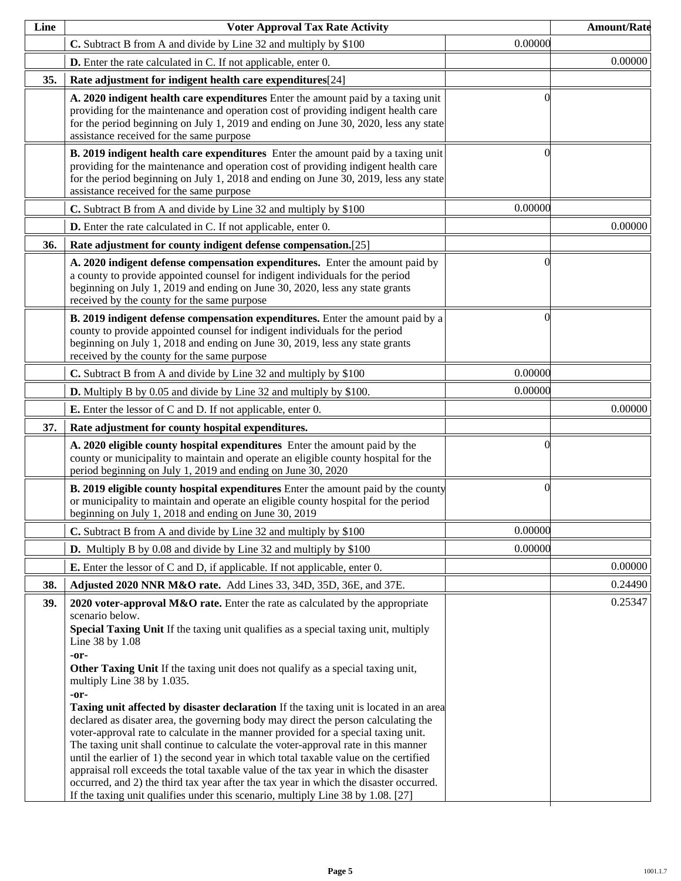| Line | Voter Approval Tax Rate Activity | | Amount/Rate |
|---|---|---|---|
| | **C.** Subtract B from A and divide by Line 32 and multiply by $100 | 0.00000 | |
| | **D.** Enter the rate calculated in C. If not applicable, enter 0. | | 0.00000 |
| **35.** | **Rate adjustment for indigent health care expenditures**[24] | | |
| | **A. 2020 indigent health care expenditures** Enter the amount paid by a taxing unit providing for the maintenance and operation cost of providing indigent health care for the period beginning on July 1, 2019 and ending on June 30, 2020, less any state assistance received for the same purpose | 0 | |
| | **B. 2019 indigent health care expenditures** Enter the amount paid by a taxing unit providing for the maintenance and operation cost of providing indigent health care for the period beginning on July 1, 2018 and ending on June 30, 2019, less any state assistance received for the same purpose | 0 | |
| | **C.** Subtract B from A and divide by Line 32 and multiply by $100 | 0.00000 | |
| | **D.** Enter the rate calculated in C. If not applicable, enter 0. | | 0.00000 |
| **36.** | **Rate adjustment for county indigent defense compensation.**[25] | | |
| | **A. 2020 indigent defense compensation expenditures.** Enter the amount paid by a county to provide appointed counsel for indigent individuals for the period beginning on July 1, 2019 and ending on June 30, 2020, less any state grants received by the county for the same purpose | 0 | |
| | **B. 2019 indigent defense compensation expenditures.** Enter the amount paid by a county to provide appointed counsel for indigent individuals for the period beginning on July 1, 2018 and ending on June 30, 2019, less any state grants received by the county for the same purpose | 0 | |
| | **C.** Subtract B from A and divide by Line 32 and multiply by $100 | 0.00000 | |
| | **D.** Multiply B by 0.05 and divide by Line 32 and multiply by $100. | 0.00000 | |
| | **E.** Enter the lessor of C and D. If not applicable, enter 0. | | 0.00000 |
| **37.** | **Rate adjustment for county hospital expenditures.** | | |
| | **A. 2020 eligible county hospital expenditures** Enter the amount paid by the county or municipality to maintain and operate an eligible county hospital for the period beginning on July 1, 2019 and ending on June 30, 2020 | 0 | |
| | **B. 2019 eligible county hospital expenditures** Enter the amount paid by the county or municipality to maintain and operate an eligible county hospital for the period beginning on July 1, 2018 and ending on June 30, 2019 | 0 | |
| | **C.** Subtract B from A and divide by Line 32 and multiply by $100 | 0.00000 | |
| | **D.** Multiply B by 0.08 and divide by Line 32 and multiply by $100 | 0.00000 | |
| | **E.** Enter the lessor of C and D, if applicable. If not applicable, enter 0. | | 0.00000 |
| **38.** | **Adjusted 2020 NNR M&O rate.** Add Lines 33, 34D, 35D, 36E, and 37E. | | 0.24490 |
| **39.** | **2020 voter-approval M&O rate.** Enter the rate as calculated by the appropriate scenario below.<br>**Special Taxing Unit** If the taxing unit qualifies as a special taxing unit, multiply Line 38 by 1.08<br>**-or-**<br>**Other Taxing Unit** If the taxing unit does not qualify as a special taxing unit, multiply Line 38 by 1.035.<br>**-or-**<br>**Taxing unit affected by disaster declaration** If the taxing unit is located in an area declared as disater area, the governing body may direct the person calculating the voter-approval rate to calculate in the manner provided for a special taxing unit. The taxing unit shall continue to calculate the voter-approval rate in this manner until the earlier of 1) the second year in which total taxable value on the certified appraisal roll exceeds the total taxable value of the tax year in which the disaster occurred, and 2) the third tax year after the tax year in which the disaster occurred. If the taxing unit qualifies under this scenario, multiply Line 38 by 1.08. [27] | | 0.25347 |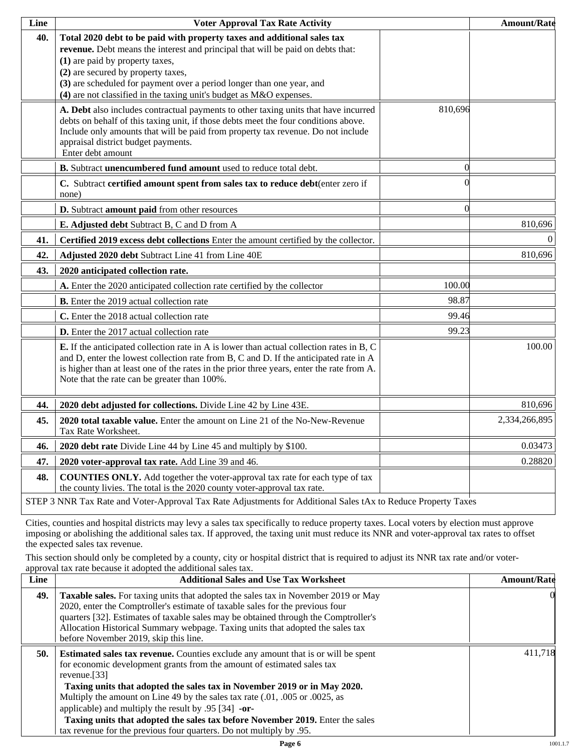| Line | Voter Approval Tax Rate Activity | | Amount/Rate |
|---|---|---|---|
| 40. | **Total 2020 debt to be paid with property taxes and additional sales tax revenue.** Debt means the interest and principal that will be paid on debts that: **(1)** are paid by property taxes, **(2)** are secured by property taxes, **(3)** are scheduled for payment over a period longer than one year, and **(4)** are not classified in the taxing unit's budget as M&O expenses. | | |
| | **A. Debt** also includes contractual payments to other taxing units that have incurred debts on behalf of this taxing unit, if those debts meet the four conditions above. Include only amounts that will be paid from property tax revenue. Do not include appraisal district budget payments. Enter debt amount | 810,696 | |
| | **B.** Subtract **unencumbered fund amount** used to reduce total debt. | 0 | |
| | **C.** Subtract **certified amount spent from sales tax to reduce debt**(enter zero if none) | 0 | |
| | **D.** Subtract **amount paid** from other resources | 0 | |
| | **E. Adjusted debt** Subtract B, C and D from A | | 810,696 |
| 41. | **Certified 2019 excess debt collections** Enter the amount certified by the collector. | | 0 |
| 42. | **Adjusted 2020 debt** Subtract Line 41 from Line 40E | | 810,696 |
| 43. | **2020 anticipated collection rate.** | | |
| | **A.** Enter the 2020 anticipated collection rate certified by the collector | 100.00 | |
| | **B.** Enter the 2019 actual collection rate | 98.87 | |
| | **C.** Enter the 2018 actual collection rate | 99.46 | |
| | **D.** Enter the 2017 actual collection rate | 99.23 | |
| | **E.** If the anticipated collection rate in A is lower than actual collection rates in B, C and D, enter the lowest collection rate from B, C and D. If the anticipated rate in A is higher than at least one of the rates in the prior three years, enter the rate from A. Note that the rate can be greater than 100%. | | 100.00 |
| 44. | **2020 debt adjusted for collections.** Divide Line 42 by Line 43E. | | 810,696 |
| 45. | **2020 total taxable value.** Enter the amount on Line 21 of the No-New-Revenue Tax Rate Worksheet. | | 2,334,266,895 |
| 46. | **2020 debt rate** Divide Line 44 by Line 45 and multiply by $100. | | 0.03473 |
| 47. | **2020 voter-approval tax rate.** Add Line 39 and 46. | | 0.28820 |
| 48. | **COUNTIES ONLY.** Add together the voter-approval tax rate for each type of tax the county livies. The total is the 2020 county voter-approval tax rate. | | |

STEP 3 NNR Tax Rate and Voter-Approval Tax Rate Adjustments for Additional Sales tAx to Reduce Property Taxes

Cities, counties and hospital districts may levy a sales tax specifically to reduce property taxes. Local voters by election must approve imposing or abolishing the additional sales tax. If approved, the taxing unit must reduce its NNR and voter-approval tax rates to offset the expected sales tax revenue.

This section should only be completed by a county, city or hospital district that is required to adjust its NNR tax rate and/or voter-approval tax rate because it adopted the additional sales tax.

| Line | Additional Sales and Use Tax Worksheet | Amount/Rate |
|---|---|---|
| 49. | **Taxable sales.** For taxing units that adopted the sales tax in November 2019 or May 2020, enter the Comptroller's estimate of taxable sales for the previous four quarters [32]. Estimates of taxable sales may be obtained through the Comptroller's Allocation Historical Summary webpage. Taxing units that adopted the sales tax before November 2019, skip this line. | 0 |
| 50. | **Estimated sales tax revenue.** Counties exclude any amount that is or will be spent for economic development grants from the amount of estimated sales tax revenue.[33] **Taxing units that adopted the sales tax in November 2019 or in May 2020.** Multiply the amount on Line 49 by the sales tax rate (.01, .005 or .0025, as applicable) and multiply the result by .95 [34] **-or-** **Taxing units that adopted the sales tax before November 2019.** Enter the sales tax revenue for the previous four quarters. Do not multiply by .95. | 411,718 |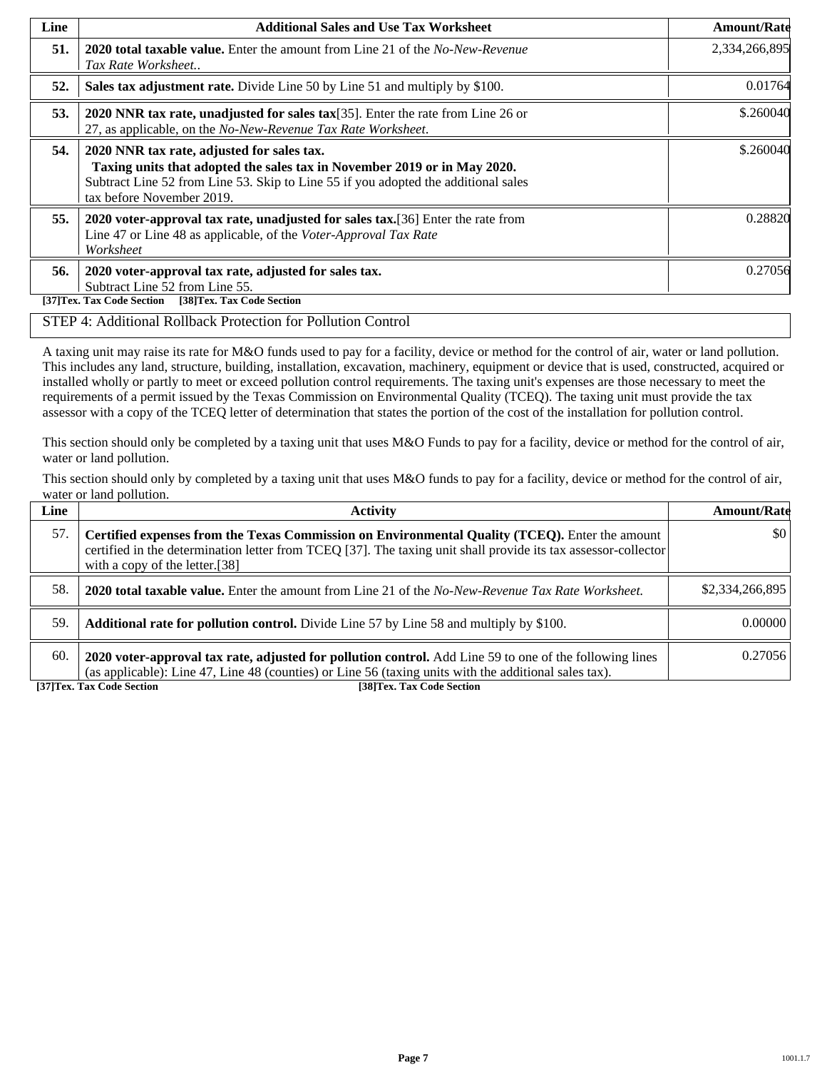| Line | Additional Sales and Use Tax Worksheet | Amount/Rate |
|---|---|---|
| **51.** | **2020 total taxable value.** Enter the amount from Line 21 of the *No-New-Revenue Tax Rate Worksheet..* | 2,334,266,895 |
| **52.** | **Sales tax adjustment rate.** Divide Line 50 by Line 51 and multiply by $100. | 0.01764 |
| **53.** | **2020 NNR tax rate, unadjusted for sales tax**[35]. Enter the rate from Line 26 or 27, as applicable, on the *No-New-Revenue Tax Rate Worksheet*. | $.260040 |
| **54.** | **2020 NNR tax rate, adjusted for sales tax.** **Taxing units that adopted the sales tax in November 2019 or in May 2020.** Subtract Line 52 from Line 53. Skip to Line 55 if you adopted the additional sales tax before November 2019. | $.260040 |
| **55.** | **2020 voter-approval tax rate, unadjusted for sales tax.**[36] Enter the rate from Line 47 or Line 48 as applicable, of the *Voter-Approval Tax Rate Worksheet* | 0.28820 |
| **56.** | **2020 voter-approval tax rate, adjusted for sales tax.** Subtract Line 52 from Line 55. | 0.27056 |

**[37]Tex. Tax Code Section [38]Tex. Tax Code Section**

## STEP 4: Additional Rollback Protection for Pollution Control

A taxing unit may raise its rate for M&O funds used to pay for a facility, device or method for the control of air, water or land pollution. This includes any land, structure, building, installation, excavation, machinery, equipment or device that is used, constructed, acquired or installed wholly or partly to meet or exceed pollution control requirements. The taxing unit's expenses are those necessary to meet the requirements of a permit issued by the Texas Commission on Environmental Quality (TCEQ). The taxing unit must provide the tax assessor with a copy of the TCEQ letter of determination that states the portion of the cost of the installation for pollution control.

This section should only be completed by a taxing unit that uses M&O Funds to pay for a facility, device or method for the control of air, water or land pollution.

This section should only by completed by a taxing unit that uses M&O funds to pay for a facility, device or method for the control of air, water or land pollution.

| Line | Activity | Amount/Rate |
|---|---|---|
| 57. | **Certified expenses from the Texas Commission on Environmental Quality (TCEQ).** Enter the amount certified in the determination letter from TCEQ [37]. The taxing unit shall provide its tax assessor-collector with a copy of the letter.[38] | $0 |
| 58. | **2020 total taxable value.** Enter the amount from Line 21 of the *No-New-Revenue Tax Rate Worksheet.* | $2,334,266,895 |
| 59. | **Additional rate for pollution control.** Divide Line 57 by Line 58 and multiply by $100. | 0.00000 |
| 60. | **2020 voter-approval tax rate, adjusted for pollution control.** Add Line 59 to one of the following lines (as applicable): Line 47, Line 48 (counties) or Line 56 (taxing units with the additional sales tax). | 0.27056 |

**[37]Tex. Tax Code Section** **[38]Tex. Tax Code Section**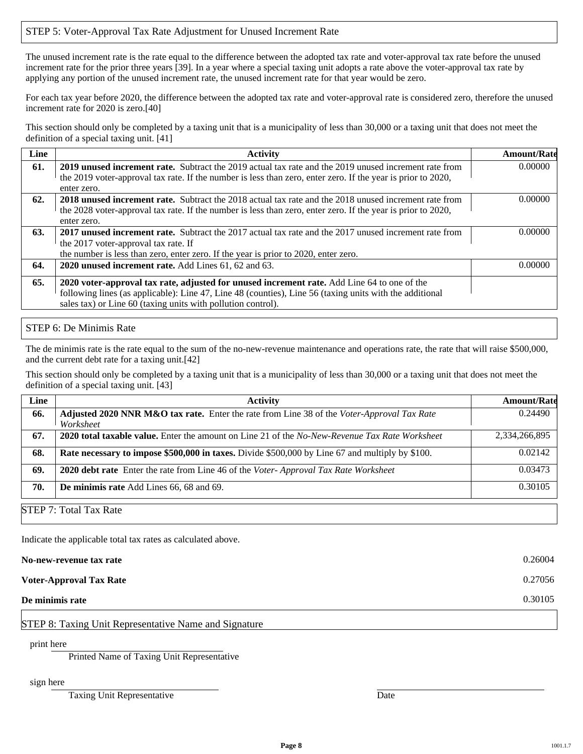## STEP 5: Voter-Approval Tax Rate Adjustment for Unused Increment Rate

The unused increment rate is the rate equal to the difference between the adopted tax rate and voter-approval tax rate before the unused increment rate for the prior three years [39]. In a year where a special taxing unit adopts a rate above the voter-approval tax rate by applying any portion of the unused increment rate, the unused increment rate for that year would be zero.

For each tax year before 2020, the difference between the adopted tax rate and voter-approval rate is considered zero, therefore the unused increment rate for 2020 is zero.[40]

This section should only be completed by a taxing unit that is a municipality of less than 30,000 or a taxing unit that does not meet the definition of a special taxing unit. [41]

| Line | Activity | Amount/Rate |
|---|---|---|
| 61. | **2019 unused increment rate.** Subtract the 2019 actual tax rate and the 2019 unused increment rate from the 2019 voter-approval tax rate. If the number is less than zero, enter zero. If the year is prior to 2020, enter zero. | 0.00000 |
| 62. | **2018 unused increment rate.** Subtract the 2018 actual tax rate and the 2018 unused increment rate from the 2028 voter-approval tax rate. If the number is less than zero, enter zero. If the year is prior to 2020, enter zero. | 0.00000 |
| 63. | **2017 unused increment rate.** Subtract the 2017 actual tax rate and the 2017 unused increment rate from the 2017 voter-approval tax rate. If the number is less than zero, enter zero. If the year is prior to 2020, enter zero. | 0.00000 |
| 64. | **2020 unused increment rate.** Add Lines 61, 62 and 63. | 0.00000 |
| 65. | **2020 voter-approval tax rate, adjusted for unused increment rate.** Add Line 64 to one of the following lines (as applicable): Line 47, Line 48 (counties), Line 56 (taxing units with the additional sales tax) or Line 60 (taxing units with pollution control). | |

## STEP 6: De Minimis Rate

The de minimis rate is the rate equal to the sum of the no-new-revenue maintenance and operations rate, the rate that will raise $500,000, and the current debt rate for a taxing unit.[42]

This section should only be completed by a taxing unit that is a municipality of less than 30,000 or a taxing unit that does not meet the definition of a special taxing unit. [43]

| Line | Activity | Amount/Rate |
|---|---|---|
| 66. | **Adjusted 2020 NNR M&O tax rate.** Enter the rate from Line 38 of the *Voter-Approval Tax Rate Worksheet* | 0.24490 |
| 67. | **2020 total taxable value.** Enter the amount on Line 21 of the *No-New-Revenue Tax Rate Worksheet* | 2,334,266,895 |
| 68. | **Rate necessary to impose $500,000 in taxes.** Divide $500,000 by Line 67 and multiply by $100. | 0.02142 |
| 69. | **2020 debt rate** Enter the rate from Line 46 of the *Voter- Approval Tax Rate Worksheet* | 0.03473 |
| 70. | **De minimis rate** Add Lines 66, 68 and 69. | 0.30105 |

## STEP 7: Total Tax Rate

Indicate the applicable total tax rates as calculated above.

**No-new-revenue tax rate** 0.26004

**Voter-Approval Tax Rate** 0.27056

**De minimis rate** 0.30105

## STEP 8: Taxing Unit Representative Name and Signature

print here ______________________
Printed Name of Taxing Unit Representative

sign here ______________________ ______________________
Taxing Unit Representative Date

1001.1.7